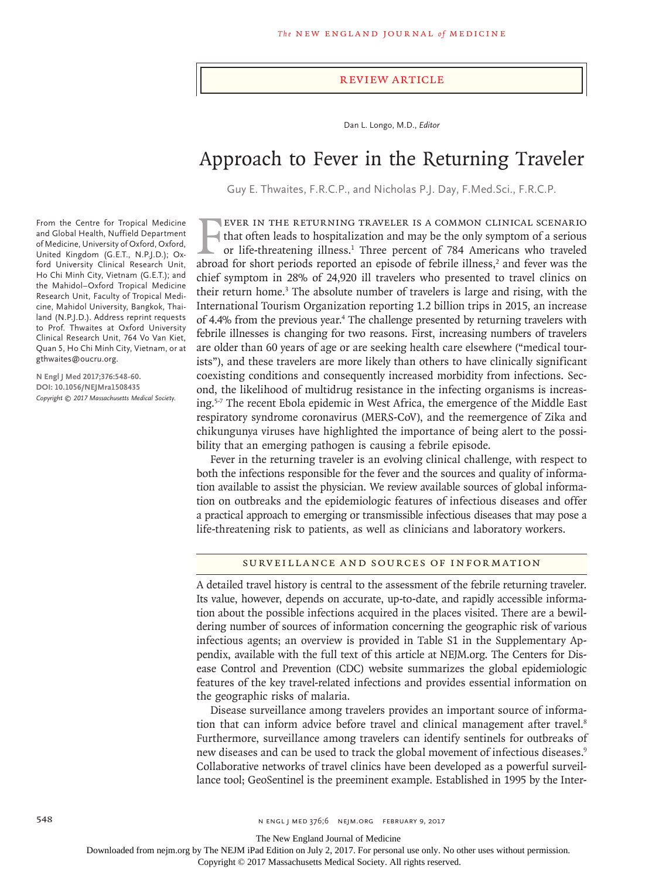REVIEW ARTICLE

Dan L. Longo, M.D., *Editor*

# Approach to Fever in the Returning Traveler

Guy E. Thwaites, F.R.C.P., and Nicholas P.J. Day, F.Med.Sci., F.R.C.P.

From the Centre for Tropical Medicine and Global Health, Nuffield Department of Medicine, University of Oxford, Oxford, United Kingdom (G.E.T., N.P.J.D.); Oxford University Clinical Research Unit, Ho Chi Minh City, Vietnam (G.E.T.); and the Mahidol–Oxford Tropical Medicine Research Unit, Faculty of Tropical Medicine, Mahidol University, Bangkok, Thailand (N.P.J.D.). Address reprint requests to Prof. Thwaites at Oxford University Clinical Research Unit, 764 Vo Van Kiet, Quan 5, Ho Chi Minh City, Vietnam, or at gthwaites@oucru.org.

**N Engl J Med 2017;376:548-60.**
**DOI: 10.1056/NEJMra1508435**
*Copyright © 2017 Massachusetts Medical Society.*

Fever in the returning traveler is a common clinical scenario that often leads to hospitalization and may be the only symptom of a serious or life-threatening illness.[1] Three percent of 784 Americans who traveled abroad for short periods reported an episode of febrile illness,[2] and fever was the chief symptom in 28% of 24,920 ill travelers who presented to travel clinics on their return home.[3] The absolute number of travelers is large and rising, with the International Tourism Organization reporting 1.2 billion trips in 2015, an increase of 4.4% from the previous year.[4] The challenge presented by returning travelers with febrile illnesses is changing for two reasons. First, increasing numbers of travelers are older than 60 years of age or are seeking health care elsewhere ("medical tourists"), and these travelers are more likely than others to have clinically significant coexisting conditions and consequently increased morbidity from infections. Second, the likelihood of multidrug resistance in the infecting organisms is increasing.[5-7] The recent Ebola epidemic in West Africa, the emergence of the Middle East respiratory syndrome coronavirus (MERS-CoV), and the reemergence of Zika and chikungunya viruses have highlighted the importance of being alert to the possibility that an emerging pathogen is causing a febrile episode.

Fever in the returning traveler is an evolving clinical challenge, with respect to both the infections responsible for the fever and the sources and quality of information available to assist the physician. We review available sources of global information on outbreaks and the epidemiologic features of infectious diseases and offer a practical approach to emerging or transmissible infectious diseases that may pose a life-threatening risk to patients, as well as clinicians and laboratory workers.

## SURVEILLANCE AND SOURCES OF INFORMATION

A detailed travel history is central to the assessment of the febrile returning traveler. Its value, however, depends on accurate, up-to-date, and rapidly accessible information about the possible infections acquired in the places visited. There are a bewildering number of sources of information concerning the geographic risk of various infectious agents; an overview is provided in Table S1 in the Supplementary Appendix, available with the full text of this article at NEJM.org. The Centers for Disease Control and Prevention (CDC) website summarizes the global epidemiologic features of the key travel-related infections and provides essential information on the geographic risks of malaria.

Disease surveillance among travelers provides an important source of information that can inform advice before travel and clinical management after travel.[8] Furthermore, surveillance among travelers can identify sentinels for outbreaks of new diseases and can be used to track the global movement of infectious diseases.[9] Collaborative networks of travel clinics have been developed as a powerful surveillance tool; GeoSentinel is the preeminent example. Established in 1995 by the Inter-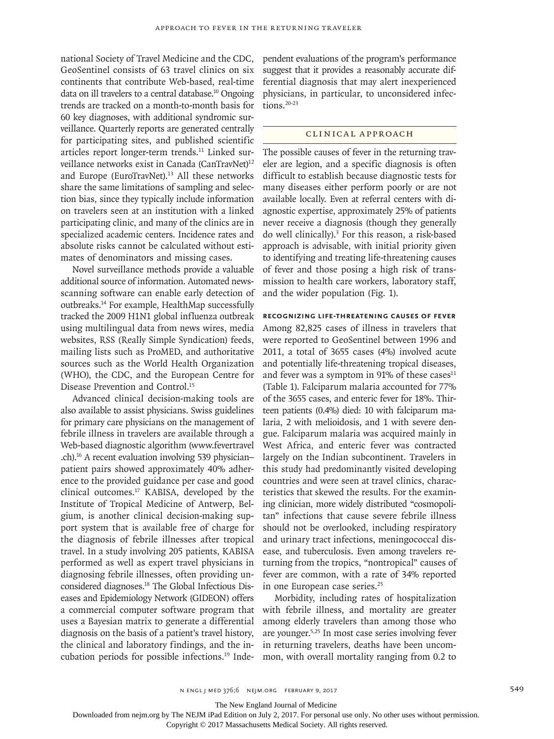national Society of Travel Medicine and the CDC, GeoSentinel consists of 63 travel clinics on six continents that contribute Web-based, real-time data on ill travelers to a central database.[10] Ongoing trends are tracked on a month-to-month basis for 60 key diagnoses, with additional syndromic surveillance. Quarterly reports are generated centrally for participating sites, and published scientific articles report longer-term trends.[11] Linked surveillance networks exist in Canada (CanTravNet)[12] and Europe (EuroTravNet).[13] All these networks share the same limitations of sampling and selection bias, since they typically include information on travelers seen at an institution with a linked participating clinic, and many of the clinics are in specialized academic centers. Incidence rates and absolute risks cannot be calculated without estimates of denominators and missing cases.

Novel surveillance methods provide a valuable additional source of information. Automated news-scanning software can enable early detection of outbreaks.[14] For example, HealthMap successfully tracked the 2009 H1N1 global influenza outbreak using multilingual data from news wires, media websites, RSS (Really Simple Syndication) feeds, mailing lists such as ProMED, and authoritative sources such as the World Health Organization (WHO), the CDC, and the European Centre for Disease Prevention and Control.[15]

Advanced clinical decision-making tools are also available to assist physicians. Swiss guidelines for primary care physicians on the management of febrile illness in travelers are available through a Web-based diagnostic algorithm (www.fevertravel.ch).[16] A recent evaluation involving 539 physician–patient pairs showed approximately 40% adherence to the provided guidance per case and good clinical outcomes.[17] KABISA, developed by the Institute of Tropical Medicine of Antwerp, Belgium, is another clinical decision-making support system that is available free of charge for the diagnosis of febrile illnesses after tropical travel. In a study involving 205 patients, KABISA performed as well as expert travel physicians in diagnosing febrile illnesses, often providing unconsidered diagnoses.[18] The Global Infectious Diseases and Epidemiology Network (GIDEON) offers a commercial computer software program that uses a Bayesian matrix to generate a differential diagnosis on the basis of a patient's travel history, the clinical and laboratory findings, and the incubation periods for possible infections.[19] Independent evaluations of the program's performance suggest that it provides a reasonably accurate differential diagnosis that may alert inexperienced physicians, in particular, to unconsidered infections.[20-23]

## CLINICAL APPROACH

The possible causes of fever in the returning traveler are legion, and a specific diagnosis is often difficult to establish because diagnostic tests for many diseases either perform poorly or are not available locally. Even at referral centers with diagnostic expertise, approximately 25% of patients never receive a diagnosis (though they generally do well clinically).[3] For this reason, a risk-based approach is advisable, with initial priority given to identifying and treating life-threatening causes of fever and those posing a high risk of transmission to health care workers, laboratory staff, and the wider population (Fig. 1).

### RECOGNIZING LIFE-THREATENING CAUSES OF FEVER

Among 82,825 cases of illness in travelers that were reported to GeoSentinel between 1996 and 2011, a total of 3655 cases (4%) involved acute and potentially life-threatening tropical diseases, and fever was a symptom in 91% of these cases[11] (Table 1). Falciparum malaria accounted for 77% of the 3655 cases, and enteric fever for 18%. Thirteen patients (0.4%) died: 10 with falciparum malaria, 2 with melioidosis, and 1 with severe dengue. Falciparum malaria was acquired mainly in West Africa, and enteric fever was contracted largely on the Indian subcontinent. Travelers in this study had predominantly visited developing countries and were seen at travel clinics, characteristics that skewed the results. For the examining clinician, more widely distributed "cosmopolitan" infections that cause severe febrile illness should not be overlooked, including respiratory and urinary tract infections, meningococcal disease, and tuberculosis. Even among travelers returning from the tropics, "nontropical" causes of fever are common, with a rate of 34% reported in one European case series.[25]

Morbidity, including rates of hospitalization with febrile illness, and mortality are greater among elderly travelers than among those who are younger.[5,25] In most case series involving fever in returning travelers, deaths have been uncommon, with overall mortality ranging from 0.2 to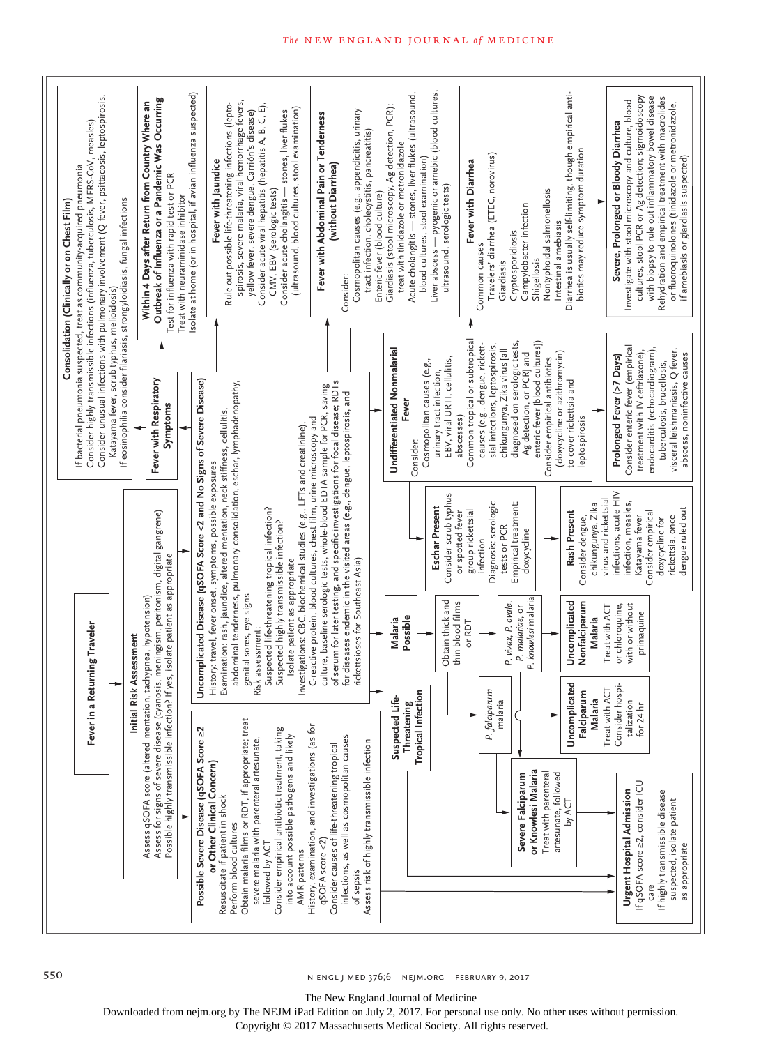# Fever in a Returning Traveler

## Initial Risk Assessment

Assess qSOFA score (altered mentation, tachypnea, hypotension)
Assess for signs of severe disease (cyanosis, meningism, peritonism, digital gangrene)
Possible highly transmissible infection? If yes, isolate patient as appropriate

## Possible Severe Disease (qSOFA Score ≥2 or Other Clinical Concern)

- Resuscitate if patient in shock
- Perform blood cultures
- Obtain malaria films or RDT; if appropriate, treat severe malaria with parenteral artesunate, followed by ACT
- Consider empirical antibiotic treatment, taking into account possible pathogens and likely AMR patterns
- History, examination, and investigations (as for qSOFA score <2)
- Consider causes of life-threatening tropical infections, as well as cosmopolitan causes of sepsis
- Assess risk of highly transmissible infection

## Uncomplicated Disease (qSOFA Score <2 and No Signs of Severe Disease)

History: travel, fever onset, symptoms, possible exposures
Examination: rash, jaundice, altered mentation, neck stiffness, cellulitis, abdominal tenderness, pulmonary consolidation, eschar, lymphadenopathy, genital sores, eye signs
Risk assessment:
- Suspected life-threatening tropical infection?
- Suspected highly transmissible infection?
  - Isolate patient as appropriate

Investigations: CBC, biochemical studies (e.g., LFTs and creatinine), C-reactive protein, blood cultures, chest film, urine microscopy and culture, baseline serologic tests, whole-blood EDTA sample for PCR, saving of serum for later testing, and specific investigations for focal disease; RDTs for diseases endemic in the visited areas (e.g., dengue, leptospirosis, and rickettsioses for Southeast Asia)

## Suspected Life-Threatening Tropical Infection

## Malaria Possible

Obtain thick and thin blood films or RDT

- *P. falciparum* malaria
- *P. vivax, P. ovale, P. malariae,* or *P. knowlesi* malaria

## Severe Falciparum or Knowlesi Malaria

Treat with parenteral artesunate, followed by ACT

## Uncomplicated Falciparum Malaria

Treat with ACT
Consider hospitalization for 24 hr

## Uncomplicated Nonfalciparum Malaria

Treat with ACT or chloroquine, with or without primaquine

## Urgent Hospital Admission

If qSOFA score ≥2, consider ICU care
If highly transmissible disease suspected, isolate patient as appropriate

## Eschar Present

Consider scrub typhus or spotted fever group rickettsial infection
Diagnosis: serologic tests or PCR
Empirical treatment: doxycycline

## Rash Present

Consider dengue, chikungunya, Zika virus and rickettsial infections, acute HIV infection, measles, Katayama fever
Consider empirical doxycycline for rickettsia, once dengue ruled out

## Undifferentiated Nonmalarial Fever

Consider:
- Cosmopolitan causes (e.g., urinary tract infection, EBV, viral URTI, cellulitis, abscesses)
- Common tropical or subtropical causes (e.g., dengue, rickettsial infections, leptospirosis, chikungunya, Zika virus [all diagnosed on serologic tests, Ag detection, or PCR] and enteric fever [blood cultures])
- Consider empirical antibiotics (doxycycline or azithromycin) to cover rickettsia and leptospirosis

## Prolonged Fever (>7 Days)

Consider enteric fever (empirical treatment with IV ceftriaxone), endocarditis (echocardiogram), tuberculosis, brucellosis, visceral leishmaniasis, Q fever, abscess, noninfective causes

## Fever with Respiratory Symptoms

## Consolidation (Clinically or on Chest Film)

If bacterial pneumonia suspected, treat as community-acquired pneumonia
Consider highly transmissible infections (influenza, tuberculosis, MERS-CoV, measles)
Consider unusual infections with pulmonary involvement (Q fever, psittacosis, leptospirosis, Katayama fever, scrub typhus, melioidosis)
If eosinophilia consider filariasis, strongyloidiasis, fungal infections

## Within 4 Days after Return from Country Where an Outbreak of Influenza or a Pandemic Was Occurring

Test for influenza with rapid test or PCR
Treat with neuraminidase inhibitor
Isolate at home (or in hospital, if avian influenza suspected)

## Fever with Jaundice

Rule out possible life-threatening infections (leptospirosis, severe malaria, viral hemorrhage fevers, yellow fever, severe dengue, Carrión's disease)
Consider acute viral hepatitis (hepatitis A, B, C, E), CMV, EBV (serologic tests)
Consider acute cholangitis — stones, liver flukes (ultrasound, blood cultures, stool examination)

## Fever with Abdominal Pain or Tenderness (without Diarrhea)

Consider:
- Cosmopolitan causes (e.g., appendicitis, urinary tract infection, cholecystitis, pancreatitis)
- Enteric fever (blood culture)
- Giardiasis (stool microscopy, Ag detection, PCR); treat with tinidazole or metronidazole
- Acute cholangitis — stones, liver flukes (ultrasound, blood cultures, stool examination)
- Liver abscess — pyogenic or amebic (blood cultures, ultrasound, serologic tests)

## Fever with Diarrhea

Common causes
- Travelers' diarrhea (ETEC, norovirus)
- Giardiasis
- Cryptosporidiosis
- Campylobacter infection
- Shigellosis
- Nontyphoidal salmonellosis
- Intestinal amebiasis

Diarrhea is usually self-limiting, though empirical antibiotics may reduce symptom duration

## Severe, Prolonged or Bloody Diarrhea

Investigate with stool microscopy and culture, blood cultures, stool PCR or Ag detection; sigmoidoscopy with biopsy to rule out inflammatory bowel disease
Rehydration and empirical treatment with macrolides or fluoroquinolones (tinidazole or metronidazole, if amebiasis or giardiasis suspected)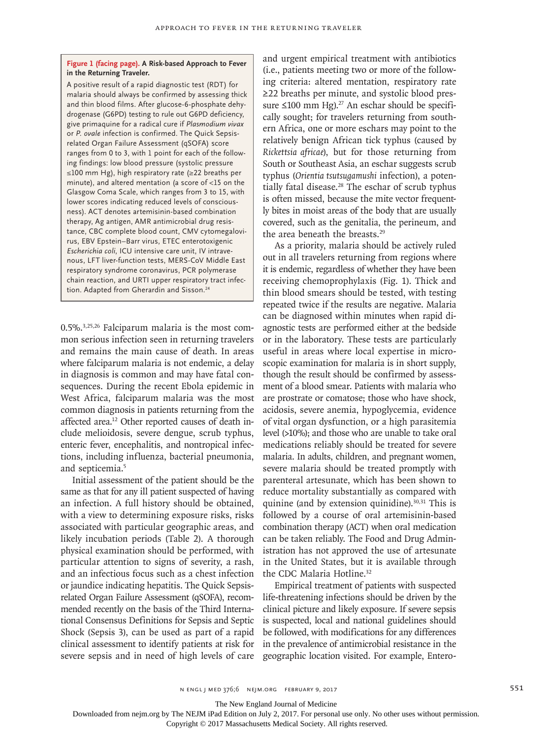**Figure 1 (facing page). A Risk-based Approach to Fever in the Returning Traveler.**

A positive result of a rapid diagnostic test (RDT) for malaria should always be confirmed by assessing thick and thin blood films. After glucose-6-phosphate dehydrogenase (G6PD) testing to rule out G6PD deficiency, give primaquine for a radical cure if *Plasmodium vivax* or *P. ovale* infection is confirmed. The Quick Sepsis-related Organ Failure Assessment (qSOFA) score ranges from 0 to 3, with 1 point for each of the following findings: low blood pressure (systolic pressure ≤100 mm Hg), high respiratory rate (≥22 breaths per minute), and altered mentation (a score of <15 on the Glasgow Coma Scale, which ranges from 3 to 15, with lower scores indicating reduced levels of consciousness). ACT denotes artemisinin-based combination therapy, Ag antigen, AMR antimicrobial drug resistance, CBC complete blood count, CMV cytomegalovirus, EBV Epstein–Barr virus, ETEC enterotoxigenic *Escherichia coli*, ICU intensive care unit, IV intravenous, LFT liver-function tests, MERS-CoV Middle East respiratory syndrome coronavirus, PCR polymerase chain reaction, and URTI upper respiratory tract infection. Adapted from Gherardin and Sisson.[24]

0.5%.[3,25,26] Falciparum malaria is the most common serious infection seen in returning travelers and remains the main cause of death. In areas where falciparum malaria is not endemic, a delay in diagnosis is common and may have fatal consequences. During the recent Ebola epidemic in West Africa, falciparum malaria was the most common diagnosis in patients returning from the affected area.[12] Other reported causes of death include melioidosis, severe dengue, scrub typhus, enteric fever, encephalitis, and nontropical infections, including influenza, bacterial pneumonia, and septicemia.[5]

Initial assessment of the patient should be the same as that for any ill patient suspected of having an infection. A full history should be obtained, with a view to determining exposure risks, risks associated with particular geographic areas, and likely incubation periods (Table 2). A thorough physical examination should be performed, with particular attention to signs of severity, a rash, and an infectious focus such as a chest infection or jaundice indicating hepatitis. The Quick Sepsis-related Organ Failure Assessment (qSOFA), recommended recently on the basis of the Third International Consensus Definitions for Sepsis and Septic Shock (Sepsis 3), can be used as part of a rapid clinical assessment to identify patients at risk for severe sepsis and in need of high levels of care and urgent empirical treatment with antibiotics (i.e., patients meeting two or more of the following criteria: altered mentation, respiratory rate ≥22 breaths per minute, and systolic blood pressure ≤100 mm Hg).[27] An eschar should be specifically sought; for travelers returning from southern Africa, one or more eschars may point to the relatively benign African tick typhus (caused by *Rickettsia africae*), but for those returning from South or Southeast Asia, an eschar suggests scrub typhus (*Orientia tsutsugamushi* infection), a potentially fatal disease.[28] The eschar of scrub typhus is often missed, because the mite vector frequently bites in moist areas of the body that are usually covered, such as the genitalia, the perineum, and the area beneath the breasts.[29]

As a priority, malaria should be actively ruled out in all travelers returning from regions where it is endemic, regardless of whether they have been receiving chemoprophylaxis (Fig. 1). Thick and thin blood smears should be tested, with testing repeated twice if the results are negative. Malaria can be diagnosed within minutes when rapid diagnostic tests are performed either at the bedside or in the laboratory. These tests are particularly useful in areas where local expertise in microscopic examination for malaria is in short supply, though the result should be confirmed by assessment of a blood smear. Patients with malaria who are prostrate or comatose; those who have shock, acidosis, severe anemia, hypoglycemia, evidence of vital organ dysfunction, or a high parasitemia level (>10%); and those who are unable to take oral medications reliably should be treated for severe malaria. In adults, children, and pregnant women, severe malaria should be treated promptly with parenteral artesunate, which has been shown to reduce mortality substantially as compared with quinine (and by extension quinidine).[30,31] This is followed by a course of oral artemisinin-based combination therapy (ACT) when oral medication can be taken reliably. The Food and Drug Administration has not approved the use of artesunate in the United States, but it is available through the CDC Malaria Hotline.[32]

Empirical treatment of patients with suspected life-threatening infections should be driven by the clinical picture and likely exposure. If severe sepsis is suspected, local and national guidelines should be followed, with modifications for any differences in the prevalence of antimicrobial resistance in the geographic location visited. For example, Entero-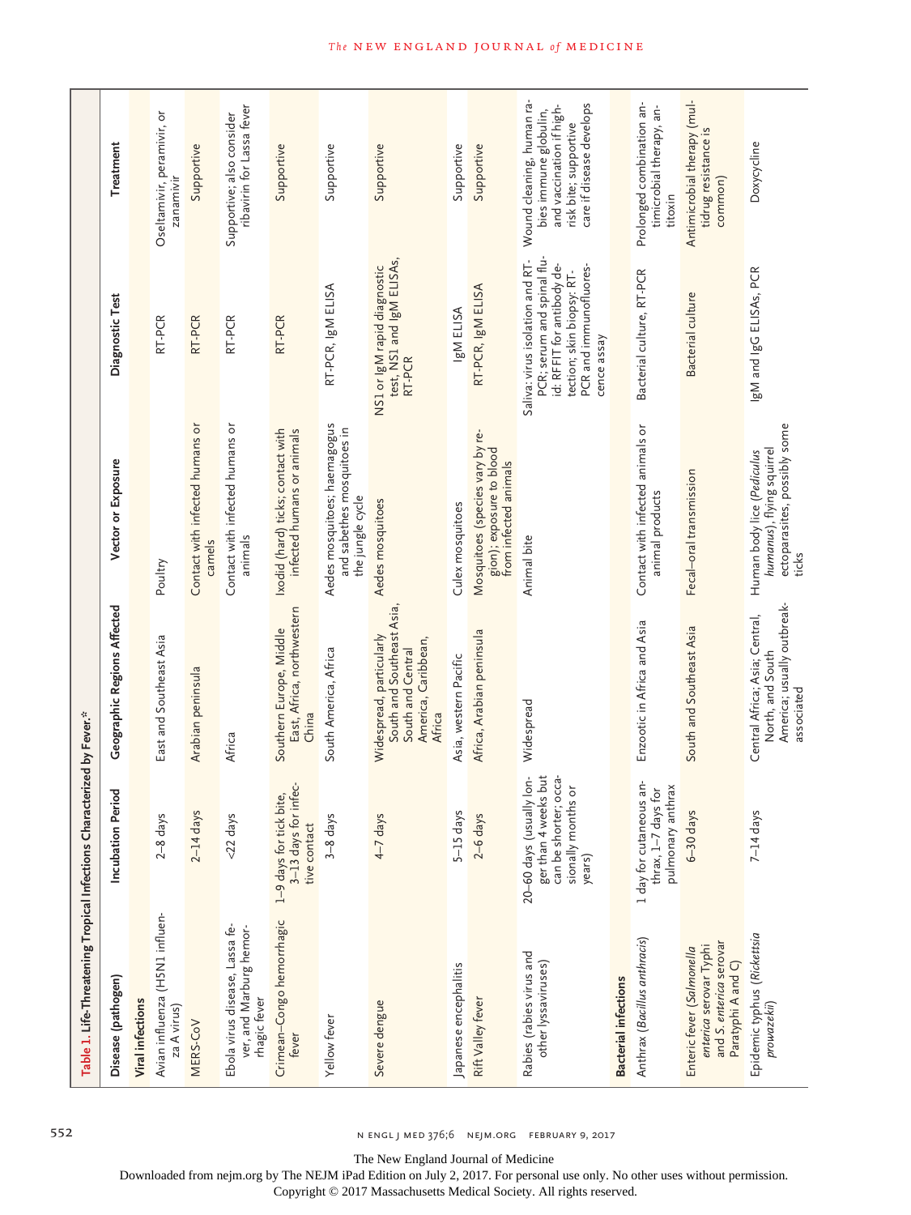**Table 1. Life-Threatening Tropical Infections Characterized by Fever.***

| Disease (pathogen) | Incubation Period | Geographic Regions Affected | Vector or Exposure | Diagnostic Test | Treatment |
|---|---|---|---|---|---|
| **Viral infections** | | | | | |
| Avian influenza (H5N1 influenza A virus) | 2–8 days | East and Southeast Asia | Poultry | RT-PCR | Oseltamivir, peramivir, or zanamivir |
| MERS-CoV | 2–14 days | Arabian peninsula | Contact with infected humans or camels | RT-PCR | Supportive |
| Ebola virus disease, Lassa fever, and Marburg hemorrhagic fever | <22 days | Africa | Contact with infected humans or animals | RT-PCR | Supportive; also consider ribavirin for Lassa fever |
| Crimean–Congo hemorrhagic fever | 1–9 days for tick bite, 3–13 days for infective contact | Southern Europe, Middle East, Africa, northwestern China | Ixodid (hard) ticks; contact with infected humans or animals | RT-PCR | Supportive |
| Yellow fever | 3–8 days | South America, Africa | Aedes mosquitoes; haemagogus and sabethes mosquitoes in the jungle cycle | RT-PCR, IgM ELISA | Supportive |
| Severe dengue | 4–7 days | Widespread, particularly South and Southeast Asia, South and Central America, Caribbean, Africa | Aedes mosquitoes | NS1 or IgM rapid diagnostic test, NS1 and IgM ELISAs, RT-PCR | Supportive |
| Japanese encephalitis | 5–15 days | Asia, western Pacific | Culex mosquitoes | IgM ELISA | Supportive |
| Rift Valley fever | 2–6 days | Africa, Arabian peninsula | Mosquitoes (species vary by region); exposure to blood from infected animals | RT-PCR, IgM ELISA | Supportive |
| Rabies (rabies virus and other lyssaviruses) | 20–60 days (usually longer than 4 weeks but can be shorter; occasionally months or years) | Widespread | Animal bite | Saliva: virus isolation and RT-PCR; serum and spinal fluid: RFFIT for antibody detection; skin biopsy: RT-PCR and immunofluorescence assay | Wound cleaning, human rabies immune globulin, and vaccination if high-risk bite; supportive care if disease develops |
| **Bacterial infections** | | | | | |
| Anthrax (*Bacillus anthracis*) | 1 day for cutaneous anthrax, 1–7 days for pulmonary anthrax | Enzootic in Africa and Asia | Contact with infected animals or animal products | Bacterial culture, RT-PCR | Prolonged combination antimicrobial therapy, antitoxin |
| Enteric fever (*Salmonella enterica* serovar Typhi and *S. enterica* serovar Paratyphi A and C) | 6–30 days | South and Southeast Asia | Fecal–oral transmission | Bacterial culture | Antimicrobial therapy (multidrug resistance is common) |
| Epidemic typhus (*Rickettsia prowazekii*) | 7–14 days | Central Africa; Asia; Central, North, and South America; usually outbreak-associated | Human body lice (*Pediculus humanus*), flying squirrel ectoparasites, possibly some ticks | IgM and IgG ELISAs, PCR | Doxycycline |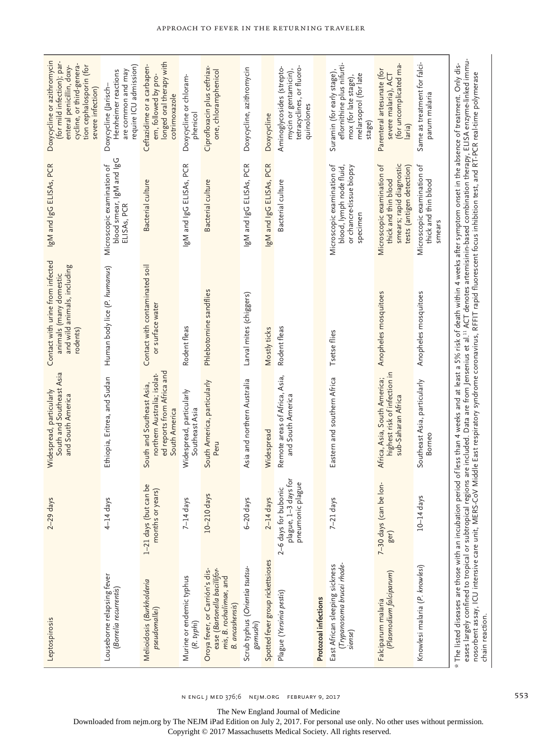| | | | | | |
|---|---|---|---|---|---|
| Leptospirosis | 2–29 days | Widespread, particularly South and Southeast Asia and South America | Contact with urine from infected animals (many domestic and wild animals, including rodents) | IgM and IgG ELISAs, PCR | Doxycycline or azithromycin (for mild infection); parenteral penicillin, doxycycline, or third-generation cephalosporin (for severe infection) |
| Louseborne relapsing fever (*Borrelia recurrentis*) | 4–14 days | Ethiopia, Eritrea, and Sudan | Human body lice (*P. humanus*) | Microscopic examination of blood smear, IgM and IgG ELISAs, PCR | Doxycycline (Jarisch–Herxheimer reactions are common and may require ICU admission) |
| Melioidosis (*Burkholderia pseudomallei*) | 1–21 days (but can be months or years) | South and Southeast Asia, northern Australia; isolated reports from Africa and South America | Contact with contaminated soil or surface water | Bacterial culture | Ceftazidime or a carbapenem, followed by prolonged oral therapy with cotrimoxazole |
| Murine or endemic typhus (*R. typhi*) | 7–14 days | Widespread, particularly Southeast Asia | Rodent fleas | IgM and IgG ELISAs, PCR | Doxycycline or chloramphenicol |
| Oroya fever, or Carrión's disease (*Bartonella bacilliformis*, *B. rochalimae*, and *B. ancashensis*) | 10–210 days | South America, particularly Peru | Phlebotomine sandflies | Bacterial culture | Ciprofloxacin plus ceftriaxone, chloramphenicol |
| Scrub typhus (*Orientia tsutsugamushi*) | 6–20 days | Asia and northern Australia | Larval mites (chiggers) | IgM and IgG ELISAs, PCR | Doxycycline, azithromycin |
| Spotted fever group rickettsioses | 2–14 days | Widespread | Mostly ticks | IgM and IgG ELISAs, PCR | Doxycycline |
| Plague (*Yersinia pestis*) | 2–6 days for bubonic plague, 1–3 days for pneumonic plague | Remote areas of Africa, Asia, and South America | Rodent fleas | Bacterial culture | Aminoglycosides (streptomycin or gentamicin), tetracyclines, or fluoroquinolones |
| **Protozoal infections** | | | | | |
| East African sleeping sickness (*Trypanosoma brucei rhodesiense*) | 7–21 days | Eastern and southern Africa | Tsetse flies | Microscopic examination of blood, lymph node fluid, or chancre-tissue biopsy specimen | Suramin (for early stage), eflornithine plus nifurtimox (for late stage), melarsoprol (for late stage) |
| Falciparum malaria (*Plasmodium falciparum*) | 7–30 days (can be longer) | Africa, Asia, South America; highest risk of infection in sub-Saharan Africa | Anopheles mosquitoes | Microscopic examination of thick and thin blood smears; rapid diagnostic tests (antigen detection) | Parenteral artesunate (for severe malaria), ACT (for uncomplicated malaria) |
| Knowlesi malaria (*P. knowlesi*) | 10–14 days | Southeast Asia, particularly Borneo | Anopheles mosquitoes | Microscopic examination of thick and thin blood smears | Same as treatment for falciparum malaria |

\* The listed diseases are those with an incubation period of less than 4 weeks and at least a 5% risk of death within 4 weeks after symptom onset in the absence of treatment. Only diseases largely confined to tropical or subtropical regions are included. Data are from Jensenius et al.[11] ACT denotes artemisinin-based combination therapy, ELISA enzyme-linked immunosorbent assay, ICU intensive care unit, MERS-CoV Middle East respiratory syndrome coronavirus, RFFIT rapid fluorescent focus inhibition test, and RT-PCR real-time polymerase chain reaction.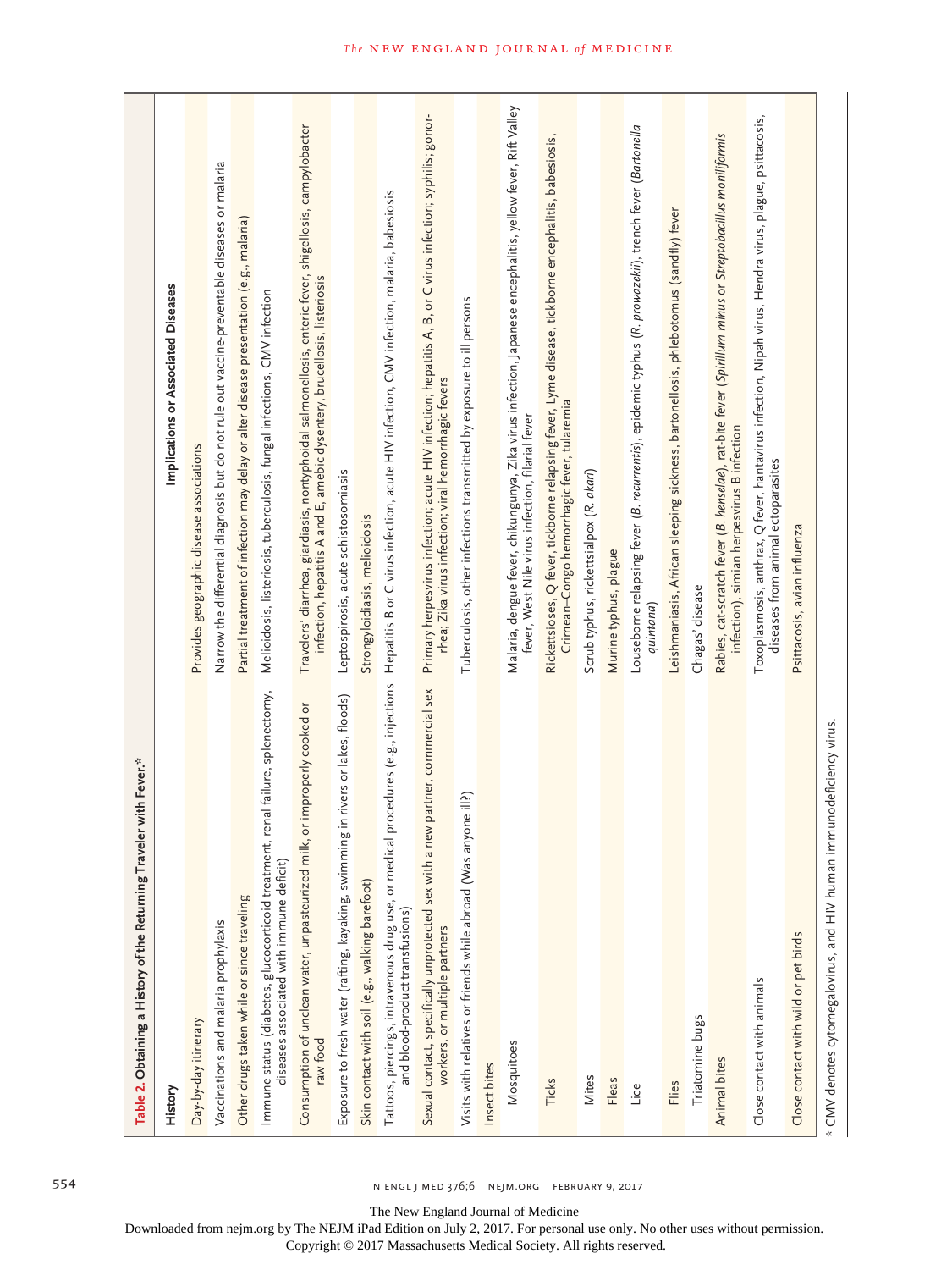**Table 2. Obtaining a History of the Returning Traveler with Fever.***

| History | Implications or Associated Diseases |
|---|---|
| Day-by-day itinerary | Provides geographic disease associations |
| Vaccinations and malaria prophylaxis | Narrow the differential diagnosis but do not rule out vaccine-preventable diseases or malaria |
| Other drugs taken while or since traveling | Partial treatment of infection may delay or alter disease presentation (e.g., malaria) |
| Immune status (diabetes, glucocorticoid treatment, renal failure, splenectomy, diseases associated with immune deficit) | Melioidosis, listeriosis, tuberculosis, fungal infections, CMV infection |
| Consumption of unclean water, unpasteurized milk, or improperly cooked or raw food | Travelers' diarrhea, giardiasis, nontyphoidal salmonellosis, enteric fever, shigellosis, campylobacter infection, hepatitis A and E, amebic dysentery, brucellosis, listeriosis |
| Exposure to fresh water (rafting, kayaking, swimming in rivers or lakes, floods) | Leptospirosis, acute schistosomiasis |
| Skin contact with soil (e.g., walking barefoot) | Strongyloidiasis, melioidosis |
| Tattoos, piercings, intravenous drug use, or medical procedures (e.g., injections and blood-product transfusions) | Hepatitis B or C virus infection, acute HIV infection, CMV infection, malaria, babesiosis |
| Sexual contact, specifically unprotected sex with a new partner, commercial sex workers, or multiple partners | Primary herpesvirus infection; acute HIV infection; hepatitis A, B, or C virus infection; syphilis; gonorrhea; Zika virus infection; viral hemorrhagic fevers |
| Visits with relatives or friends while abroad (Was anyone ill?) | Tuberculosis, other infections transmitted by exposure to ill persons |
| Insect bites | |
| Mosquitoes | Malaria, dengue fever, chikungunya, Zika virus infection, Japanese encephalitis, yellow fever, Rift Valley fever, West Nile virus infection, filarial fever |
| Ticks | Rickettsioses, Q fever, tickborne relapsing fever, Lyme disease, tickborne encephalitis, babesiosis, Crimean–Congo hemorrhagic fever, tularemia |
| Mites | Scrub typhus, rickettsialpox (*R. akari*) |
| Fleas | Murine typhus, plague |
| Lice | Louseborne relapsing fever (*B. recurrentis*), epidemic typhus (*R. prowazekii*), trench fever (*Bartonella quintana*) |
| Flies | Leishmaniasis, African sleeping sickness, bartonellosis, phlebotomus (sandfly) fever |
| Triatomine bugs | Chagas' disease |
| Animal bites | Rabies, cat-scratch fever (*B. henselae*), rat-bite fever (*Spirillum minus* or *Streptobacillus moniliformis* infection), simian herpesvirus B infection |
| Close contact with animals | Toxoplasmosis, anthrax, Q fever, hantavirus infection, Nipah virus, Hendra virus, plague, psittacosis, diseases from animal ectoparasites |
| Close contact with wild or pet birds | Psittacosis, avian influenza |

\* CMV denotes cytomegalovirus, and HIV human immunodeficiency virus.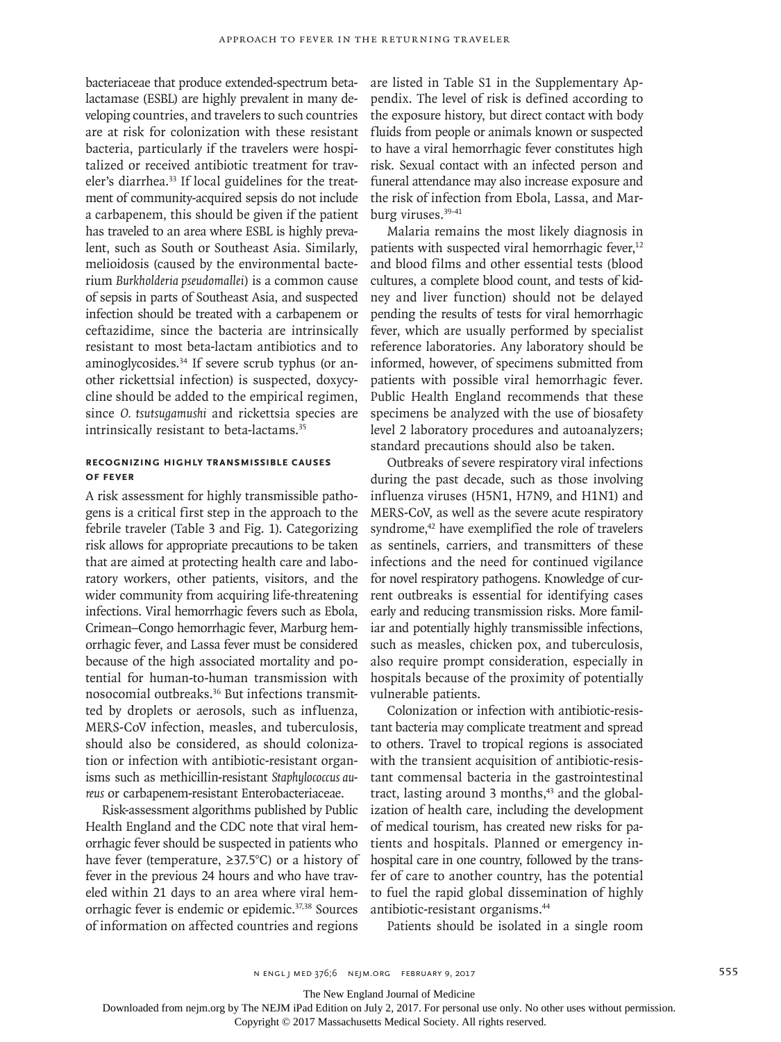bacteriaceae that produce extended-spectrum beta-lactamase (ESBL) are highly prevalent in many developing countries, and travelers to such countries are at risk for colonization with these resistant bacteria, particularly if the travelers were hospitalized or received antibiotic treatment for traveler's diarrhea.[33] If local guidelines for the treatment of community-acquired sepsis do not include a carbapenem, this should be given if the patient has traveled to an area where ESBL is highly prevalent, such as South or Southeast Asia. Similarly, melioidosis (caused by the environmental bacterium *Burkholderia pseudomallei*) is a common cause of sepsis in parts of Southeast Asia, and suspected infection should be treated with a carbapenem or ceftazidime, since the bacteria are intrinsically resistant to most beta-lactam antibiotics and to aminoglycosides.[34] If severe scrub typhus (or another rickettsial infection) is suspected, doxycycline should be added to the empirical regimen, since *O. tsutsugamushi* and rickettsia species are intrinsically resistant to beta-lactams.[35]

## Recognizing Highly Transmissible Causes of Fever

A risk assessment for highly transmissible pathogens is a critical first step in the approach to the febrile traveler (Table 3 and Fig. 1). Categorizing risk allows for appropriate precautions to be taken that are aimed at protecting health care and laboratory workers, other patients, visitors, and the wider community from acquiring life-threatening infections. Viral hemorrhagic fevers such as Ebola, Crimean–Congo hemorrhagic fever, Marburg hemorrhagic fever, and Lassa fever must be considered because of the high associated mortality and potential for human-to-human transmission with nosocomial outbreaks.[36] But infections transmitted by droplets or aerosols, such as influenza, MERS-CoV infection, measles, and tuberculosis, should also be considered, as should colonization or infection with antibiotic-resistant organisms such as methicillin-resistant *Staphylococcus aureus* or carbapenem-resistant Enterobacteriaceae.

Risk-assessment algorithms published by Public Health England and the CDC note that viral hemorrhagic fever should be suspected in patients who have fever (temperature, ≥37.5°C) or a history of fever in the previous 24 hours and who have traveled within 21 days to an area where viral hemorrhagic fever is endemic or epidemic.[37,38] Sources of information on affected countries and regions are listed in Table S1 in the Supplementary Appendix. The level of risk is defined according to the exposure history, but direct contact with body fluids from people or animals known or suspected to have a viral hemorrhagic fever constitutes high risk. Sexual contact with an infected person and funeral attendance may also increase exposure and the risk of infection from Ebola, Lassa, and Marburg viruses.[39-41]

Malaria remains the most likely diagnosis in patients with suspected viral hemorrhagic fever,[12] and blood films and other essential tests (blood cultures, a complete blood count, and tests of kidney and liver function) should not be delayed pending the results of tests for viral hemorrhagic fever, which are usually performed by specialist reference laboratories. Any laboratory should be informed, however, of specimens submitted from patients with possible viral hemorrhagic fever. Public Health England recommends that these specimens be analyzed with the use of biosafety level 2 laboratory procedures and autoanalyzers; standard precautions should also be taken.

Outbreaks of severe respiratory viral infections during the past decade, such as those involving influenza viruses (H5N1, H7N9, and H1N1) and MERS-CoV, as well as the severe acute respiratory syndrome,[42] have exemplified the role of travelers as sentinels, carriers, and transmitters of these infections and the need for continued vigilance for novel respiratory pathogens. Knowledge of current outbreaks is essential for identifying cases early and reducing transmission risks. More familiar and potentially highly transmissible infections, such as measles, chicken pox, and tuberculosis, also require prompt consideration, especially in hospitals because of the proximity of potentially vulnerable patients.

Colonization or infection with antibiotic-resistant bacteria may complicate treatment and spread to others. Travel to tropical regions is associated with the transient acquisition of antibiotic-resistant commensal bacteria in the gastrointestinal tract, lasting around 3 months,[43] and the globalization of health care, including the development of medical tourism, has created new risks for patients and hospitals. Planned or emergency in-hospital care in one country, followed by the transfer of care to another country, has the potential to fuel the rapid global dissemination of highly antibiotic-resistant organisms.[44]

Patients should be isolated in a single room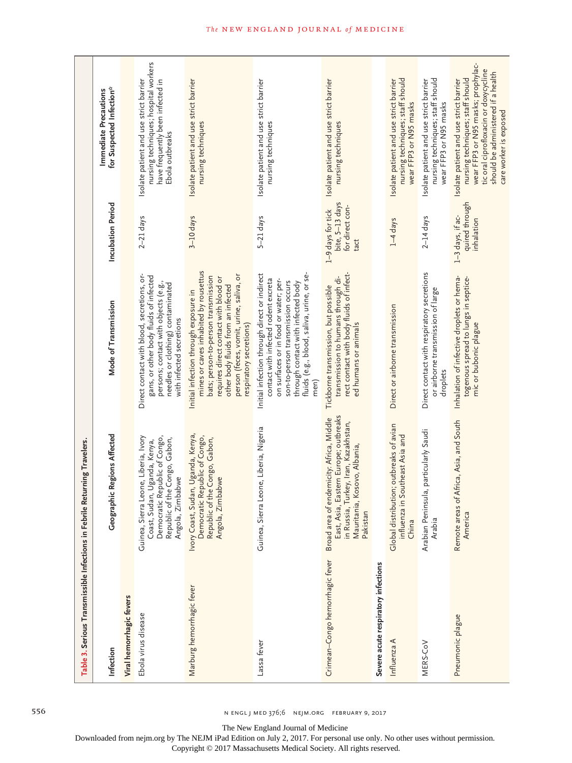**Table 3. Serious Transmissible Infections in Febrile Returning Travelers.**

| Infection | Geographic Regions Affected | Mode of Transmission | Incubation Period | Immediate Precautions for Suspected Infection* |
|---|---|---|---|---|
| **Viral hemorrhagic fevers** | | | | |
| Ebola virus disease | Guinea, Sierra Leone, Liberia, Ivory Coast, Sudan, Uganda, Kenya, Democratic Republic of Congo, Republic of the Congo, Gabon, Angola, Zimbabwe | Direct contact with blood, secretions, organs, or other body fluids of infected persons; contact with objects (e.g., needles or clothing) contaminated with infected secretions | 2–21 days | Isolate patient and use strict barrier nursing techniques; hospital workers have frequently been infected in Ebola outbreaks |
| Marburg hemorrhagic fever | Ivory Coast, Sudan, Uganda, Kenya, Democratic Republic of Congo, Republic of the Congo, Gabon, Angola, Zimbabwe | Initial infection through exposure in mines or caves inhabited by rousettus bats; person-to-person transmission requires direct contact with blood or other body fluids from an infected person (feces, vomit, urine, saliva, or respiratory secretions) | 3–10 days | Isolate patient and use strict barrier nursing techniques |
| Lassa fever | Guinea, Sierra Leone, Liberia, Nigeria | Initial infection through direct or indirect contact with infected rodent excreta on surfaces or in food or water; person-to-person transmission occurs through contact with infected body fluids (e.g., blood, saliva, urine, or semen) | 5–21 days | Isolate patient and use strict barrier nursing techniques |
| Crimean–Congo hemorrhagic fever | Broad area of endemicity: Africa, Middle East, Asia, Eastern Europe; outbreaks in Russia, Turkey, Iran, Kazakhstan, Mauritania, Kosovo, Albania, Pakistan | Tickborne transmission, but possible transmission to humans through direct contact with body fluids of infected humans or animals | 1–9 days for tick bite, 5–13 days for direct contact | Isolate patient and use strict barrier nursing techniques |
| **Severe acute respiratory infections** | | | | |
| Influenza A | Global distribution; outbreaks of avian influenza in Southeast Asia and China | Direct or airborne transmission | 1–4 days | Isolate patient and use strict barrier nursing techniques; staff should wear FFP3 or N95 masks |
| MERS-CoV | Arabian Peninsula, particularly Saudi Arabia | Direct contact with respiratory secretions or airborne transmission of large droplets | 2–14 days | Isolate patient and use strict barrier nursing techniques; staff should wear FFP3 or N95 masks |
| Pneumonic plague | Remote areas of Africa, Asia, and South America | Inhalation of infective droplets or hematogenous spread to lungs in septicemic or bubonic plague | 1–3 days, if acquired through inhalation | Isolate patient and use strict barrier nursing techniques; staff should wear FFP3 or N95 masks; prophylactic oral ciprofloxacin or doxycycline should be administered if a health care worker is exposed |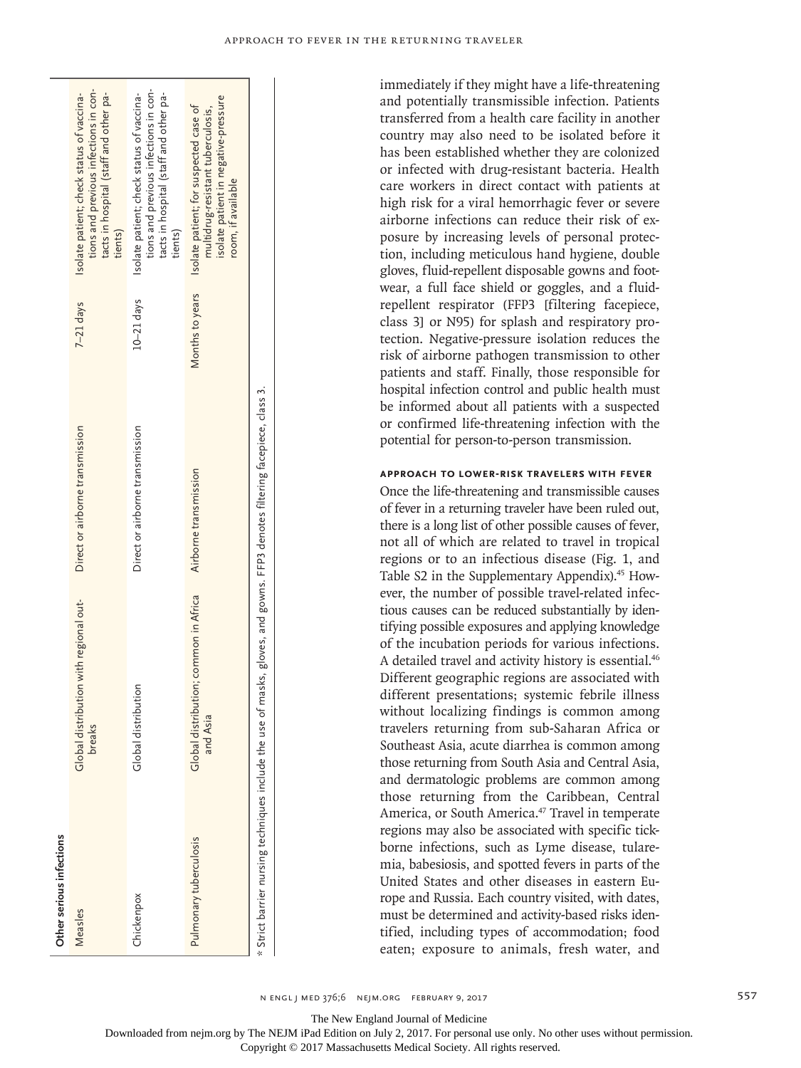| Other serious infections | | | | |
|---|---|---|---|---|
| Measles | Global distribution with regional outbreaks | Direct or airborne transmission | 7–21 days | Isolate patient; check status of vaccinations and previous infections in contacts in hospital (staff and other patients) |
| Chickenpox | Global distribution | Direct or airborne transmission | 10–21 days | Isolate patient; check status of vaccinations and previous infections in contacts in hospital (staff and other patients) |
| Pulmonary tuberculosis | Global distribution; common in Africa and Asia | Airborne transmission | Months to years | Isolate patient; for suspected case of multidrug-resistant tuberculosis, isolate patient in negative-pressure room, if available |

* Strict barrier nursing techniques include the use of masks, gloves, and gowns. FFP3 denotes filtering facepiece, class 3.

immediately if they might have a life-threatening and potentially transmissible infection. Patients transferred from a health care facility in another country may also need to be isolated before it has been established whether they are colonized or infected with drug-resistant bacteria. Health care workers in direct contact with patients at high risk for a viral hemorrhagic fever or severe airborne infections can reduce their risk of exposure by increasing levels of personal protection, including meticulous hand hygiene, double gloves, fluid-repellent disposable gowns and footwear, a full face shield or goggles, and a fluid-repellent respirator (FFP3 [filtering facepiece, class 3] or N95) for splash and respiratory protection. Negative-pressure isolation reduces the risk of airborne pathogen transmission to other patients and staff. Finally, those responsible for hospital infection control and public health must be informed about all patients with a suspected or confirmed life-threatening infection with the potential for person-to-person transmission.

### APPROACH TO LOWER-RISK TRAVELERS WITH FEVER

Once the life-threatening and transmissible causes of fever in a returning traveler have been ruled out, there is a long list of other possible causes of fever, not all of which are related to travel in tropical regions or to an infectious disease (Fig. 1, and Table S2 in the Supplementary Appendix).[45] However, the number of possible travel-related infectious causes can be reduced substantially by identifying possible exposures and applying knowledge of the incubation periods for various infections. A detailed travel and activity history is essential.[46] Different geographic regions are associated with different presentations; systemic febrile illness without localizing findings is common among travelers returning from sub-Saharan Africa or Southeast Asia, acute diarrhea is common among those returning from South Asia and Central Asia, and dermatologic problems are common among those returning from the Caribbean, Central America, or South America.[47] Travel in temperate regions may also be associated with specific tick-borne infections, such as Lyme disease, tularemia, babesiosis, and spotted fevers in parts of the United States and other diseases in eastern Europe and Russia. Each country visited, with dates, must be determined and activity-based risks identified, including types of accommodation; food eaten; exposure to animals, fresh water, and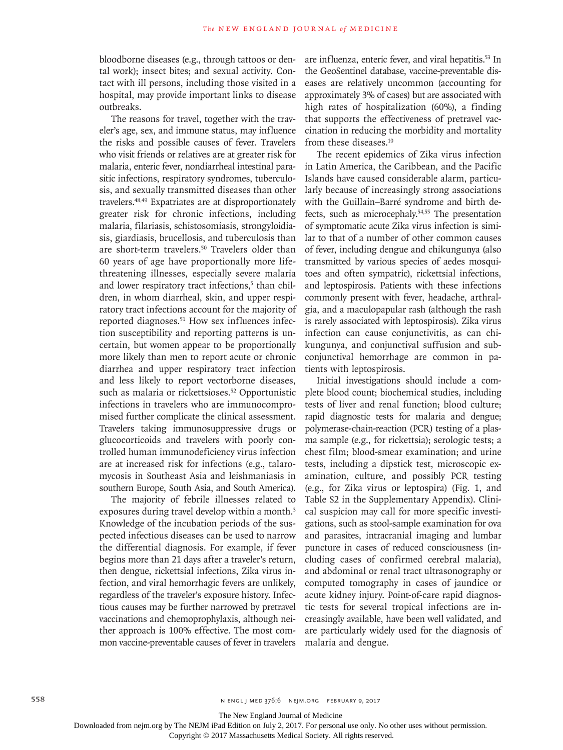bloodborne diseases (e.g., through tattoos or dental work); insect bites; and sexual activity. Contact with ill persons, including those visited in a hospital, may provide important links to disease outbreaks.

The reasons for travel, together with the traveler's age, sex, and immune status, may influence the risks and possible causes of fever. Travelers who visit friends or relatives are at greater risk for malaria, enteric fever, nondiarrheal intestinal parasitic infections, respiratory syndromes, tuberculosis, and sexually transmitted diseases than other travelers.[48,49] Expatriates are at disproportionately greater risk for chronic infections, including malaria, filariasis, schistosomiasis, strongyloidiasis, giardiasis, brucellosis, and tuberculosis than are short-term travelers.[50] Travelers older than 60 years of age have proportionally more life-threatening illnesses, especially severe malaria and lower respiratory tract infections,[5] than children, in whom diarrheal, skin, and upper respiratory tract infections account for the majority of reported diagnoses.[51] How sex influences infection susceptibility and reporting patterns is uncertain, but women appear to be proportionally more likely than men to report acute or chronic diarrhea and upper respiratory tract infection and less likely to report vectorborne diseases, such as malaria or rickettsioses.[52] Opportunistic infections in travelers who are immunocompromised further complicate the clinical assessment. Travelers taking immunosuppressive drugs or glucocorticoids and travelers with poorly controlled human immunodeficiency virus infection are at increased risk for infections (e.g., talaromycosis in Southeast Asia and leishmaniasis in southern Europe, South Asia, and South America).

The majority of febrile illnesses related to exposures during travel develop within a month.[3] Knowledge of the incubation periods of the suspected infectious diseases can be used to narrow the differential diagnosis. For example, if fever begins more than 21 days after a traveler's return, then dengue, rickettsial infections, Zika virus infection, and viral hemorrhagic fevers are unlikely, regardless of the traveler's exposure history. Infectious causes may be further narrowed by pretravel vaccinations and chemoprophylaxis, although neither approach is 100% effective. The most common vaccine-preventable causes of fever in travelers are influenza, enteric fever, and viral hepatitis.[53] In the GeoSentinel database, vaccine-preventable diseases are relatively uncommon (accounting for approximately 3% of cases) but are associated with high rates of hospitalization (60%), a finding that supports the effectiveness of pretravel vaccination in reducing the morbidity and mortality from these diseases.[10]

The recent epidemics of Zika virus infection in Latin America, the Caribbean, and the Pacific Islands have caused considerable alarm, particularly because of increasingly strong associations with the Guillain–Barré syndrome and birth defects, such as microcephaly.[54,55] The presentation of symptomatic acute Zika virus infection is similar to that of a number of other common causes of fever, including dengue and chikungunya (also transmitted by various species of aedes mosquitoes and often sympatric), rickettsial infections, and leptospirosis. Patients with these infections commonly present with fever, headache, arthralgia, and a maculopapular rash (although the rash is rarely associated with leptospirosis). Zika virus infection can cause conjunctivitis, as can chikungunya, and conjunctival suffusion and subconjunctival hemorrhage are common in patients with leptospirosis.

Initial investigations should include a complete blood count; biochemical studies, including tests of liver and renal function; blood culture; rapid diagnostic tests for malaria and dengue; polymerase-chain-reaction (PCR) testing of a plasma sample (e.g., for rickettsia); serologic tests; a chest film; blood-smear examination; and urine tests, including a dipstick test, microscopic examination, culture, and possibly PCR testing (e.g., for Zika virus or leptospira) (Fig. 1, and Table S2 in the Supplementary Appendix). Clinical suspicion may call for more specific investigations, such as stool-sample examination for ova and parasites, intracranial imaging and lumbar puncture in cases of reduced consciousness (including cases of confirmed cerebral malaria), and abdominal or renal tract ultrasonography or computed tomography in cases of jaundice or acute kidney injury. Point-of-care rapid diagnostic tests for several tropical infections are increasingly available, have been well validated, and are particularly widely used for the diagnosis of malaria and dengue.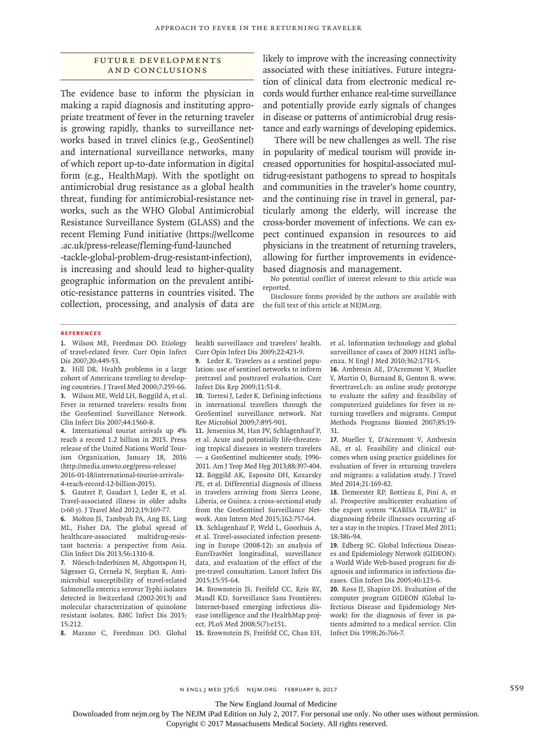## FUTURE DEVELOPMENTS AND CONCLUSIONS

The evidence base to inform the physician in making a rapid diagnosis and instituting appropriate treatment of fever in the returning traveler is growing rapidly, thanks to surveillance networks based in travel clinics (e.g., GeoSentinel) and international surveillance networks, many of which report up-to-date information in digital form (e.g., HealthMap). With the spotlight on antimicrobial drug resistance as a global health threat, funding for antimicrobial-resistance networks, such as the WHO Global Antimicrobial Resistance Surveillance System (GLASS) and the recent Fleming Fund initiative (https://wellcome.ac.uk/press-release/fleming-fund-launched-tackle-global-problem-drug-resistant-infection), is increasing and should lead to higher-quality geographic information on the prevalent antibiotic-resistance patterns in countries visited. The collection, processing, and analysis of data are likely to improve with the increasing connectivity associated with these initiatives. Future integration of clinical data from electronic medical records would further enhance real-time surveillance and potentially provide early signals of changes in disease or patterns of antimicrobial drug resistance and early warnings of developing epidemics.

There will be new challenges as well. The rise in popularity of medical tourism will provide increased opportunities for hospital-associated multidrug-resistant pathogens to spread to hospitals and communities in the traveler's home country, and the continuing rise in travel in general, particularly among the elderly, will increase the cross-border movement of infections. We can expect continued expansion in resources to aid physicians in the treatment of returning travelers, allowing for further improvements in evidence-based diagnosis and management.

No potential conflict of interest relevant to this article was reported.

Disclosure forms provided by the authors are available with the full text of this article at NEJM.org.

## References

1. Wilson ME, Freedman DO. Etiology of travel-related fever. Curr Opin Infect Dis 2007;20:449-53.
2. Hill DR. Health problems in a large cohort of Americans traveling to developing countries. J Travel Med 2000;7:259-66.
3. Wilson ME, Weld LH, Boggild A, et al. Fever in returned travelers: results from the GeoSentinel Surveillance Network. Clin Infect Dis 2007;44:1560-8.
4. International tourist arrivals up 4% reach a record 1.2 billion in 2015. Press release of the United Nations World Tourism Organization, January 18, 2016 (http://media.unwto.org/press-release/2016-01-18/international-tourist-arrivals-4-reach-record-12-billion-2015).
5. Gautret P, Gaudart J, Leder K, et al. Travel-associated illness in older adults (>60 y). J Travel Med 2012;19:169-77.
6. Molton JS, Tambyah PA, Ang BS, Ling ML, Fisher DA. The global spread of healthcare-associated multidrug-resistant bacteria: a perspective from Asia. Clin Infect Dis 2013;56:1310-8.
7. Nüesch-Inderbinen M, Abgottspon H, Sägesser G, Cernela N, Stephan R. Antimicrobial susceptibility of travel-related Salmonella enterica serovar Typhi isolates detected in Switzerland (2002-2013) and molecular characterization of quinolone resistant isolates. BMC Infect Dis 2015;15:212.
8. Marano C, Freedman DO. Global health surveillance and travelers' health. Curr Opin Infect Dis 2009;22:423-9.
9. Leder K. Travelers as a sentinel population: use of sentinel networks to inform pretravel and posttravel evaluation. Curr Infect Dis Rep 2009;11:51-8.
10. Torresi J, Leder K. Defining infections in international travellers through the GeoSentinel surveillance network. Nat Rev Microbiol 2009;7:895-901.
11. Jensenius M, Han PV, Schlagenhauf P, et al. Acute and potentially life-threatening tropical diseases in western travelers — a GeoSentinel multicenter study, 1996-2011. Am J Trop Med Hyg 2013;88:397-404.
12. Boggild AK, Esposito DH, Kozarsky PE, et al. Differential diagnosis of illness in travelers arriving from Sierra Leone, Liberia, or Guinea: a cross-sectional study from the GeoSentinel Surveillance Network. Ann Intern Med 2015;162:757-64.
13. Schlagenhauf P, Weld L, Goorhuis A, et al. Travel-associated infection presenting in Europe (2008-12): an analysis of EuroTravNet longitudinal, surveillance data, and evaluation of the effect of the pre-travel consultation. Lancet Infect Dis 2015;15:55-64.
14. Brownstein JS, Freifeld CC, Reis BY, Mandl KD. Surveillance Sans Frontières: Internet-based emerging infectious disease intelligence and the HealthMap project. PLoS Med 2008;5(7):e151.
15. Brownstein JS, Freifeld CC, Chan EH, et al. Information technology and global surveillance of cases of 2009 H1N1 influenza. N Engl J Med 2010;362:1731-5.
16. Ambresin AE, D'Acremont V, Mueller Y, Martin O, Burnand B, Genton B. www.fevertravel.ch: an online study prototype to evaluate the safety and feasibility of computerized guidelines for fever in returning travellers and migrants. Comput Methods Programs Biomed 2007;85:19-31.
17. Mueller Y, D'Acremont V, Ambresin AE, et al. Feasibility and clinical outcomes when using practice guidelines for evaluation of fever in returning travelers and migrants: a validation study. J Travel Med 2014;21:169-82.
18. Demeester RP, Bottieau E, Pini A, et al. Prospective multicenter evaluation of the expert system "KABISA TRAVEL" in diagnosing febrile illnesses occurring after a stay in the tropics. J Travel Med 2011;18:386-94.
19. Edberg SC. Global Infectious Diseases and Epidemiology Network (GIDEON): a World Wide Web-based program for diagnosis and informatics in infectious diseases. Clin Infect Dis 2005;40:123-6.
20. Ross JJ, Shapiro DS. Evaluation of the computer program GIDEON (Global Infectious Disease and Epidemiology Network) for the diagnosis of fever in patients admitted to a medical service. Clin Infect Dis 1998;26:766-7.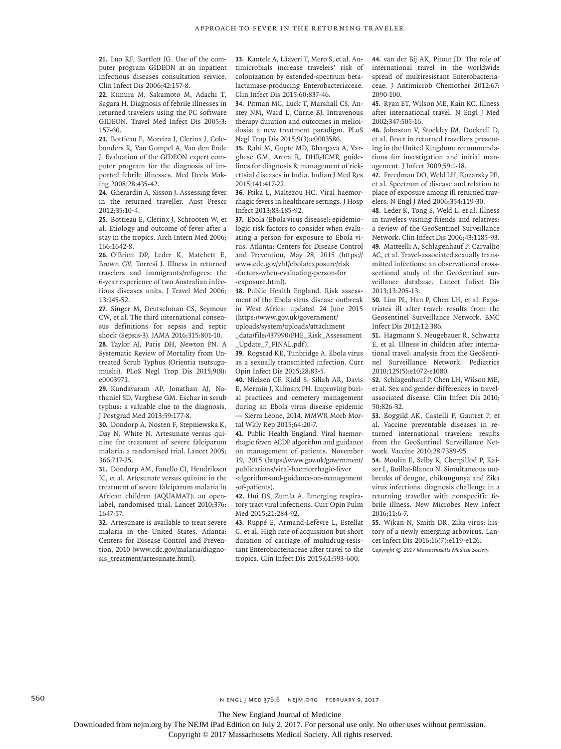21. Luo RF, Bartlett JG. Use of the computer program GIDEON at an inpatient infectious diseases consultation service. Clin Infect Dis 2006;42:157-8.

22. Kimura M, Sakamoto M, Adachi T, Sagara H. Diagnosis of febrile illnesses in returned travelers using the PC software GIDEON. Travel Med Infect Dis 2005;3:157-60.

23. Bottieau E, Moreira J, Clerinx J, Colebunders R, Van Gompel A, Van den Ende J. Evaluation of the GIDEON expert computer program for the diagnosis of imported febrile illnesses. Med Decis Making 2008;28:435-42.

24. Gherardin A, Sisson J. Assessing fever in the returned traveller. Aust Prescr 2012;35:10-4.

25. Bottieau E, Clerinx J, Schrooten W, et al. Etiology and outcome of fever after a stay in the tropics. Arch Intern Med 2006;166:1642-8.

26. O'Brien DP, Leder K, Matchett E, Brown GV, Torresi J. Illness in returned travelers and immigrants/refugees: the 6-year experience of two Australian infectious diseases units. J Travel Med 2006;13:145-52.

27. Singer M, Deutschman CS, Seymour CW, et al. The third international consensus definitions for sepsis and septic shock (Sepsis-3). JAMA 2016;315:801-10.

28. Taylor AJ, Paris DH, Newton PN. A Systematic Review of Mortality from Untreated Scrub Typhus (Orientia tsutsugamushi). PLoS Negl Trop Dis 2015;9(8):e0003971.

29. Kundavaram AP, Jonathan AJ, Nathaniel SD, Varghese GM. Eschar in scrub typhus: a valuable clue to the diagnosis. J Postgrad Med 2013;59:177-8.

30. Dondorp A, Nosten F, Stepniewska K, Day N, White N. Artesunate versus quinine for treatment of severe falciparum malaria: a randomised trial. Lancet 2005;366:717-25.

31. Dondorp AM, Fanello CI, Hendriksen IC, et al. Artesunate versus quinine in the treatment of severe falciparum malaria in African children (AQUAMAT): an open-label, randomised trial. Lancet 2010;376:1647-57.

32. Artesunate is available to treat severe malaria in the United States. Atlanta: Centers for Disease Control and Prevention, 2010 (www.cdc.gov/malaria/diagnosis_treatment/artesunate.html).

33. Kantele A, Lääveri T, Mero S, et al. Antimicrobials increase travelers' risk of colonization by extended-spectrum betalactamase-producing Enterobacteriaceae. Clin Infect Dis 2015;60:837-46.

34. Pitman MC, Luck T, Marshall CS, Anstey NM, Ward L, Currie BJ. Intravenous therapy duration and outcomes in melioidosis: a new treatment paradigm. PLoS Negl Trop Dis 2015;9(3):e0003586.

35. Rahi M, Gupte MD, Bhargava A, Varghese GM, Arora R. DHR-ICMR guidelines for diagnosis & management of rickettsial diseases in India. Indian J Med Res 2015;141:417-22.

36. Ftika L, Maltezou HC. Viral haemorrhagic fevers in healthcare settings. J Hosp Infect 2013;83:185-92.

37. Ebola (Ebola virus disease): epidemiologic risk factors to consider when evaluating a person for exposure to Ebola virus. Atlanta: Centers for Disease Control and Prevention, May 28, 2015 (https://www.cdc.gov/vhf/ebola/exposure/risk-factors-when-evaluating-person-for-exposure.html).

38. Public Health England. Risk assessment of the Ebola virus disease outbreak in West Africa: updated 24 June 2015 (https://www.gov.uk/government/uploads/system/uploads/attachment_data/file/437990/PHE_Risk_Assessment_Update_7_FINAL.pdf).

39. Rogstad KE, Tunbridge A. Ebola virus as a sexually transmitted infection. Curr Opin Infect Dis 2015;28:83-5.

40. Nielsen CF, Kidd S, Sillah AR, Davis E, Mermin J, Kilmarx PH. Improving burial practices and cemetery management during an Ebola virus disease epidemic — Sierra Leone, 2014. MMWR Morb Mortal Wkly Rep 2015;64:20-7.

41. Public Health England. Viral haemorrhagic fever: ACDP algorithm and guidance on management of patients. November 19, 2015 (https://www.gov.uk/government/publications/viral-haemorrhagic-fever-algorithm-and-guidance-on-management-of-patients).

42. Hui DS, Zumla A. Emerging respiratory tract viral infections. Curr Opin Pulm Med 2015;21:284-92.

43. Ruppé E, Armand-Lefèvre L, Estellat C, et al. High rate of acquisition but short duration of carriage of multidrug-resistant Enterobacteriaceae after travel to the tropics. Clin Infect Dis 2015;61:593-600.

44. van der Bij AK, Pitout JD. The role of international travel in the worldwide spread of multiresistant Enterobacteriaceae. J Antimicrob Chemother 2012;67:2090-100.

45. Ryan ET, Wilson ME, Kain KC. Illness after international travel. N Engl J Med 2002;347:505-16.

46. Johnston V, Stockley JM, Dockrell D, et al. Fever in returned travellers presenting in the United Kingdom: recommendations for investigation and initial management. J Infect 2009;59:1-18.

47. Freedman DO, Weld LH, Kozarsky PE, et al. Spectrum of disease and relation to place of exposure among ill returned travelers. N Engl J Med 2006;354:119-30.

48. Leder K, Tong S, Weld L, et al. Illness in travelers visiting friends and relatives: a review of the GeoSentinel Surveillance Network. Clin Infect Dis 2006;43:1185-93.

49. Matteelli A, Schlagenhauf P, Carvalho AC, et al. Travel-associated sexually transmitted infections: an observational cross-sectional study of the GeoSentinel surveillance database. Lancet Infect Dis 2013;13:205-13.

50. Lim PL, Han P, Chen LH, et al. Expatriates ill after travel: results from the Geosentinel Surveillance Network. BMC Infect Dis 2012;12:386.

51. Hagmann S, Neugebauer R, Schwartz E, et al. Illness in children after international travel: analysis from the GeoSentinel Surveillance Network. Pediatrics 2010;125(5):e1072-e1080.

52. Schlagenhauf P, Chen LH, Wilson ME, et al. Sex and gender differences in travel-associated disease. Clin Infect Dis 2010;50:826-32.

53. Boggild AK, Castelli F, Gautret P, et al. Vaccine preventable diseases in returned international travelers: results from the GeoSentinel Surveillance Network. Vaccine 2010;28:7389-95.

54. Moulin E, Selby K, Cherpillod P, Kaiser L, Boillat-Blanco N. Simultaneous outbreaks of dengue, chikungunya and Zika virus infections: diagnosis challenge in a returning traveller with nonspecific febrile illness. New Microbes New Infect 2016;11:6-7.

55. Wikan N, Smith DR. Zika virus: history of a newly emerging arbovirus. Lancet Infect Dis 2016;16(7):e119-e126.

*Copyright © 2017 Massachusetts Medical Society.*